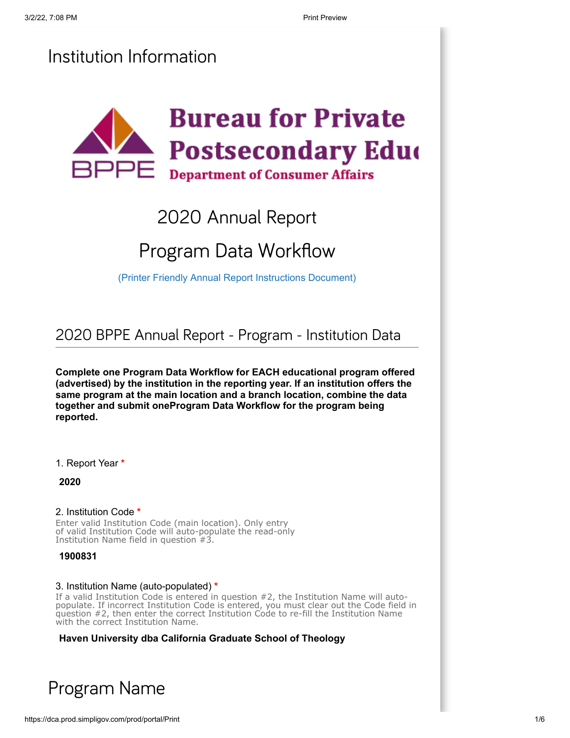# Institution Information

Bureau for Private Postsecondary Education
Department of Consumer Affairs

## 2020 Annual Report

## Program Data Workflow

(Printer Friendly Annual Report Instructions Document)

### 2020 BPPE Annual Report - Program - Institution Data

**Complete one Program Data Workflow for EACH educational program offered (advertised) by the institution in the reporting year. If an institution offers the same program at the main location and a branch location, combine the data together and submit oneProgram Data Workflow for the program being reported.**

1. Report Year *

**2020**

2. Institution Code *
Enter valid Institution Code (main location). Only entry of valid Institution Code will auto-populate the read-only Institution Name field in question #3.

**1900831**

3. Institution Name (auto-populated) *
If a valid Institution Code is entered in question #2, the Institution Name will auto-populate. If incorrect Institution Code is entered, you must clear out the Code field in question #2, then enter the correct Institution Code to re-fill the Institution Name with the correct Institution Name.

**Haven University dba California Graduate School of Theology**

# Program Name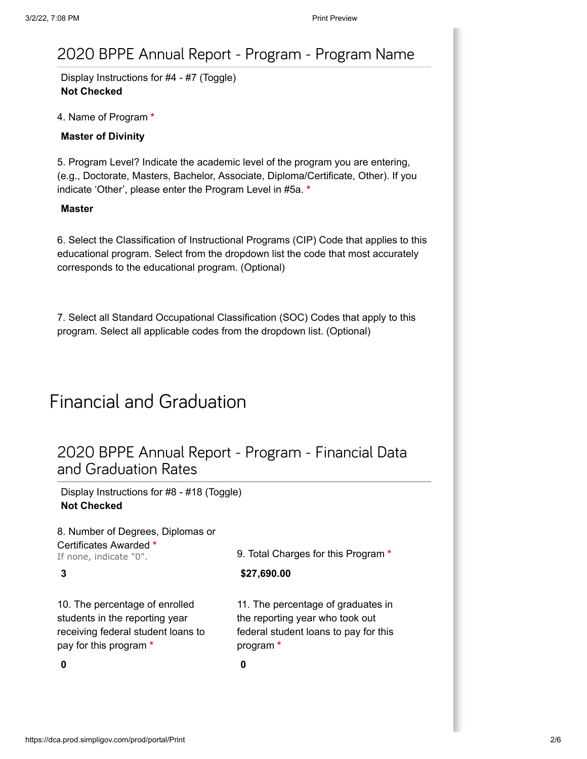## 2020 BPPE Annual Report - Program - Program Name

Display Instructions for #4 - #7 (Toggle)
**Not Checked**

4. Name of Program *

**Master of Divinity**

5. Program Level? Indicate the academic level of the program you are entering, (e.g., Doctorate, Masters, Bachelor, Associate, Diploma/Certificate, Other). If you indicate 'Other', please enter the Program Level in #5a. *

**Master**

6. Select the Classification of Instructional Programs (CIP) Code that applies to this educational program. Select from the dropdown list the code that most accurately corresponds to the educational program. (Optional)

7. Select all Standard Occupational Classification (SOC) Codes that apply to this program. Select all applicable codes from the dropdown list. (Optional)

# Financial and Graduation

## 2020 BPPE Annual Report - Program - Financial Data and Graduation Rates

Display Instructions for #8 - #18 (Toggle)
**Not Checked**

8. Number of Degrees, Diplomas or Certificates Awarded *
If none, indicate "0".

**3**

9. Total Charges for this Program *

**$27,690.00**

10. The percentage of enrolled students in the reporting year receiving federal student loans to pay for this program *

**0**

11. The percentage of graduates in the reporting year who took out federal student loans to pay for this program *

**0**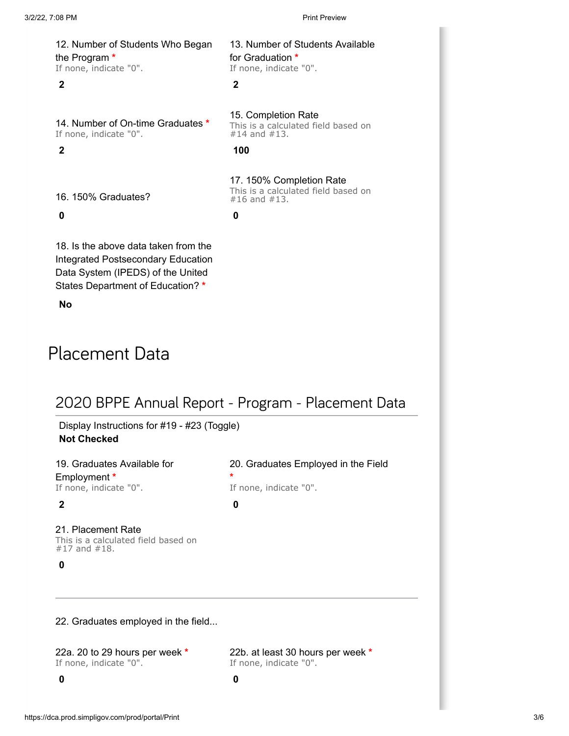12. Number of Students Who Began the Program *
If none, indicate "0".

**2**

13. Number of Students Available for Graduation *
If none, indicate "0".

**2**

14. Number of On-time Graduates *
If none, indicate "0".

**2**

15. Completion Rate
This is a calculated field based on #14 and #13.

**100**

16. 150% Graduates?

**0**

17. 150% Completion Rate
This is a calculated field based on #16 and #13.

**0**

18. Is the above data taken from the Integrated Postsecondary Education Data System (IPEDS) of the United States Department of Education? *

**No**

# Placement Data

## 2020 BPPE Annual Report - Program - Placement Data

Display Instructions for #19 - #23 (Toggle)
**Not Checked**

19. Graduates Available for Employment *
If none, indicate "0".

**2**

20. Graduates Employed in the Field *
If none, indicate "0".

**0**

21. Placement Rate
This is a calculated field based on #17 and #18.

**0**

---

22. Graduates employed in the field...

22a. 20 to 29 hours per week *
If none, indicate "0".

**0**

22b. at least 30 hours per week *
If none, indicate "0".

**0**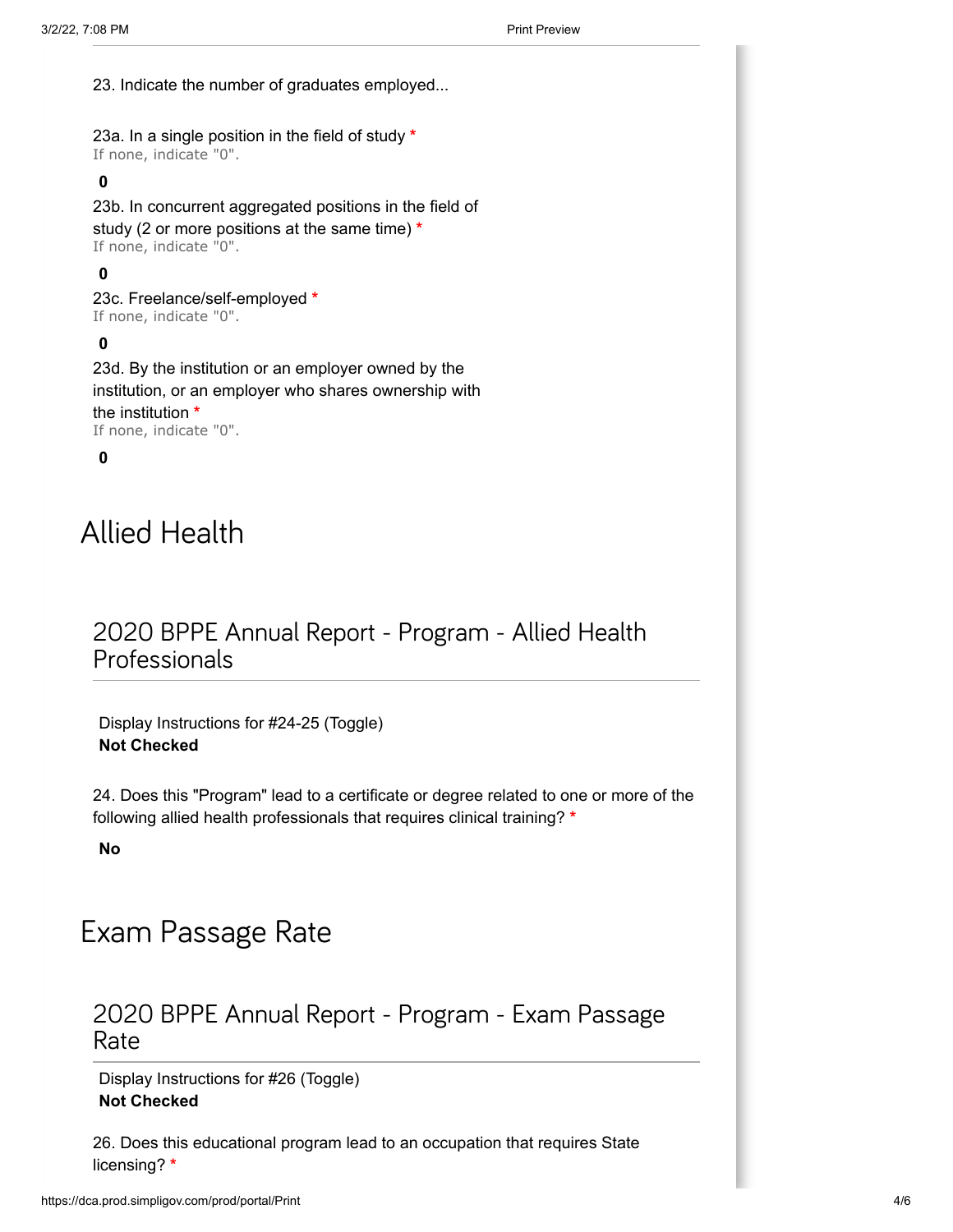23. Indicate the number of graduates employed...

23a. In a single position in the field of study *
If none, indicate "0".

**0**

23b. In concurrent aggregated positions in the field of study (2 or more positions at the same time) *
If none, indicate "0".

**0**

23c. Freelance/self-employed *
If none, indicate "0".

**0**

23d. By the institution or an employer owned by the institution, or an employer who shares ownership with the institution *
If none, indicate "0".

**0**

# Allied Health

## 2020 BPPE Annual Report - Program - Allied Health Professionals

Display Instructions for #24-25 (Toggle)
**Not Checked**

24. Does this "Program" lead to a certificate or degree related to one or more of the following allied health professionals that requires clinical training? *

**No**

# Exam Passage Rate

## 2020 BPPE Annual Report - Program - Exam Passage Rate

Display Instructions for #26 (Toggle)
**Not Checked**

26. Does this educational program lead to an occupation that requires State licensing? *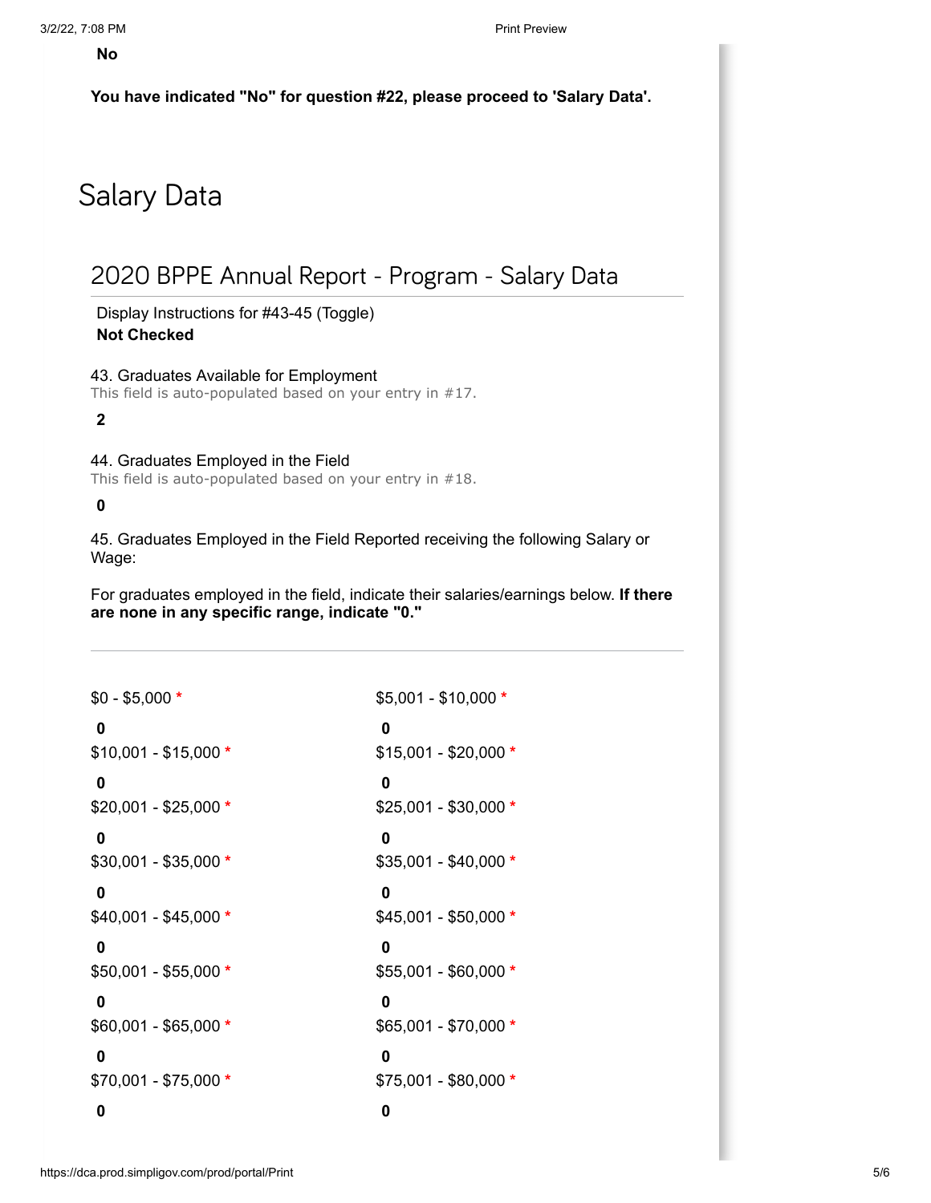**No**

**You have indicated "No" for question #22, please proceed to 'Salary Data'.**

# Salary Data

## 2020 BPPE Annual Report - Program - Salary Data

Display Instructions for #43-45 (Toggle)
**Not Checked**

43. Graduates Available for Employment
This field is auto-populated based on your entry in #17.

**2**

44. Graduates Employed in the Field
This field is auto-populated based on your entry in #18.

**0**

45. Graduates Employed in the Field Reported receiving the following Salary or Wage:

For graduates employed in the field, indicate their salaries/earnings below. **If there are none in any specific range, indicate "0."**

| Salary Range | Count | Salary Range | Count |
|---|---|---|---|
| $0 - $5,000 * | **0** | $5,001 - $10,000 * | **0** |
| $10,001 - $15,000 * | **0** | $15,001 - $20,000 * | **0** |
| $20,001 - $25,000 * | **0** | $25,001 - $30,000 * | **0** |
| $30,001 - $35,000 * | **0** | $35,001 - $40,000 * | **0** |
| $40,001 - $45,000 * | **0** | $45,001 - $50,000 * | **0** |
| $50,001 - $55,000 * | **0** | $55,001 - $60,000 * | **0** |
| $60,001 - $65,000 * | **0** | $65,001 - $70,000 * | **0** |
| $70,001 - $75,000 * | **0** | $75,001 - $80,000 * | **0** |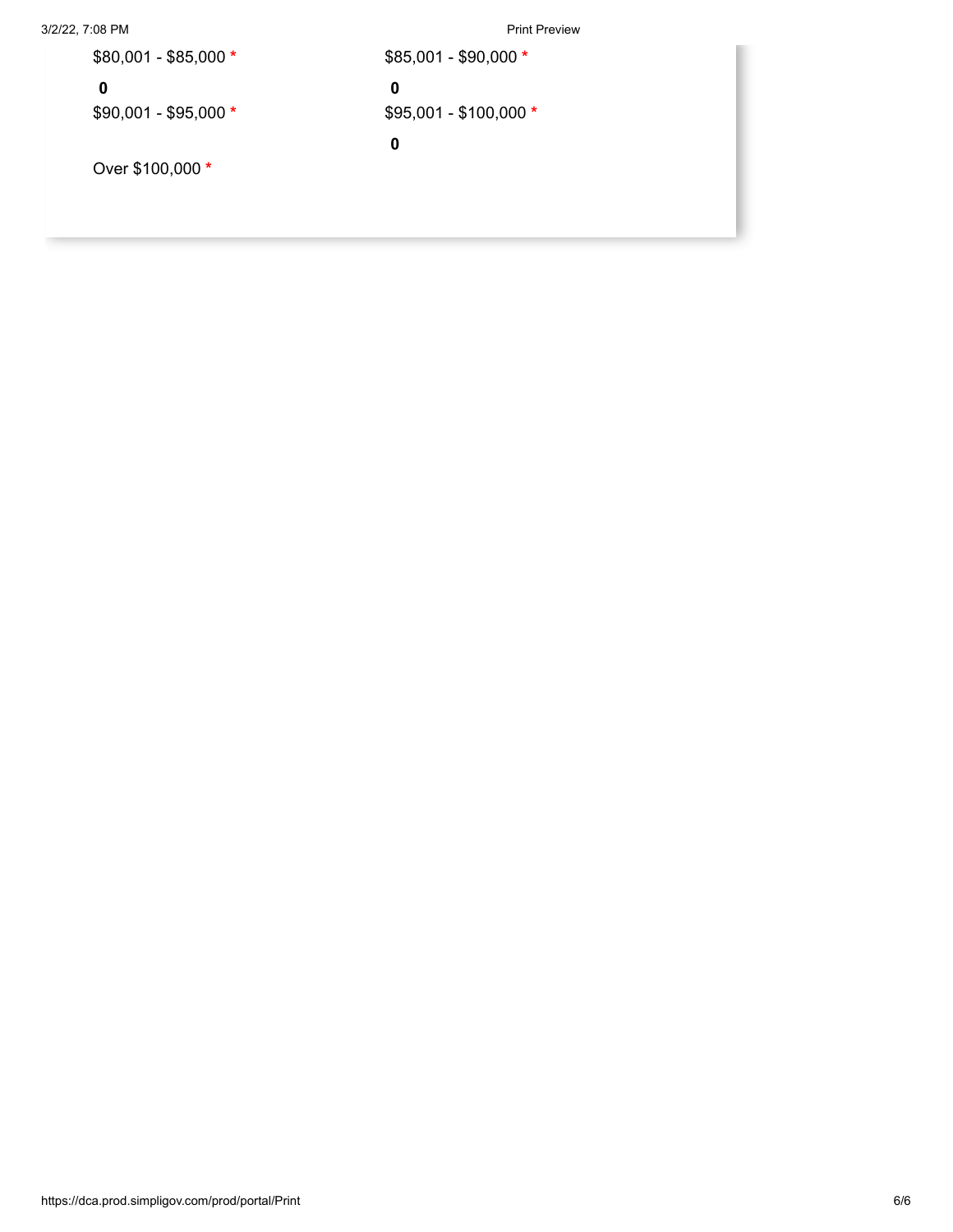$80,001 - $85,000 *

**0**

$85,001 - $90,000 *

**0**

$90,001 - $95,000 *

$95,001 - $100,000 *

**0**

Over $100,000 *